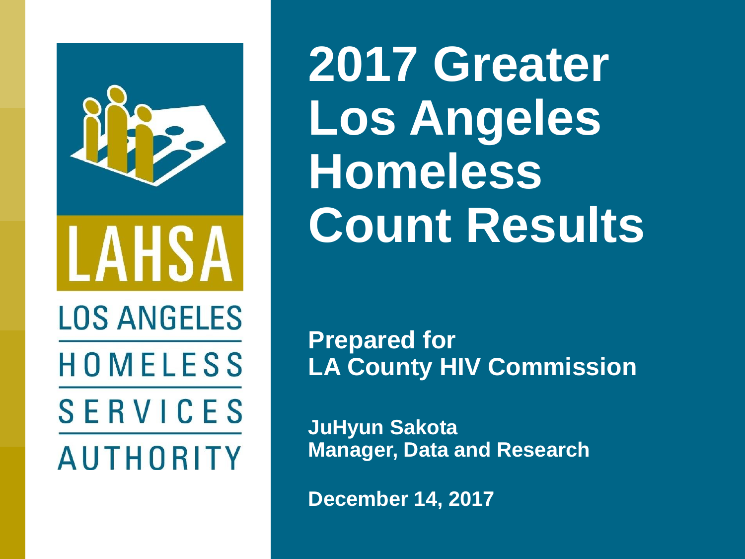LAHSA

LOS ANGELES HOMELESS SERVICES AUTHORITY

# 2017 Greater Los Angeles Homeless Count Results

**Prepared for**
**LA County HIV Commission**

**JuHyun Sakota**
**Manager, Data and Research**

**December 14, 2017**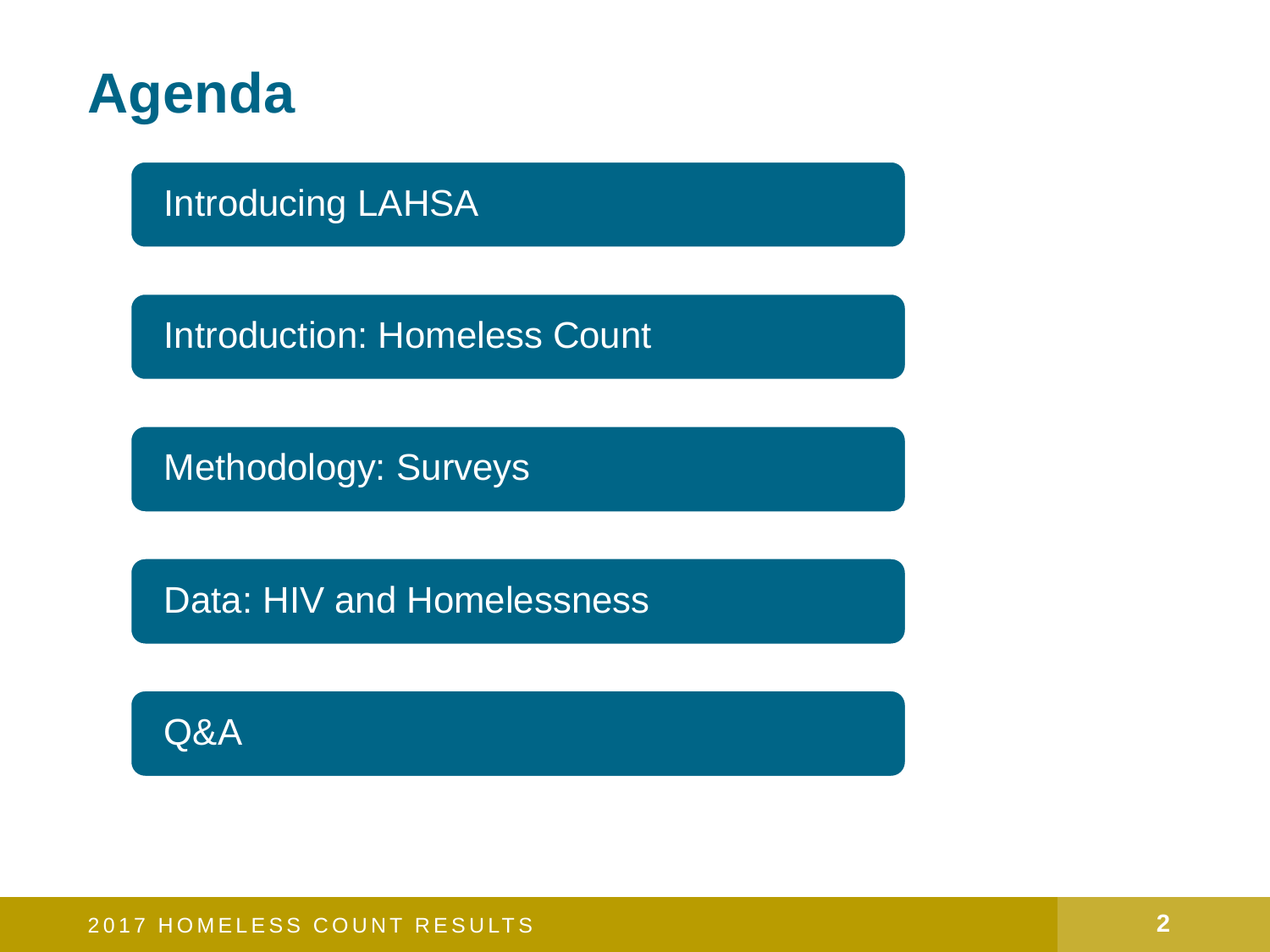# Agenda

- Introducing LAHSA
- Introduction: Homeless Count
- Methodology: Surveys
- Data: HIV and Homelessness
- Q&A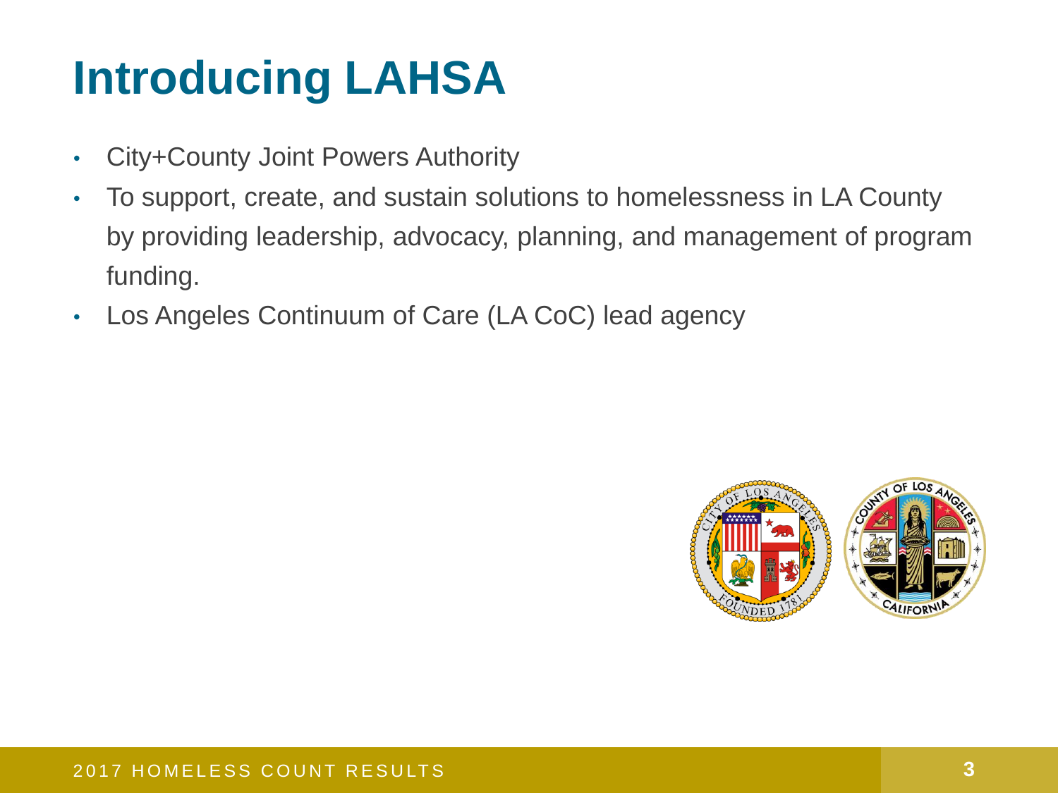# Introducing LAHSA

- City+County Joint Powers Authority
- To support, create, and sustain solutions to homelessness in LA County by providing leadership, advocacy, planning, and management of program funding.
- Los Angeles Continuum of Care (LA CoC) lead agency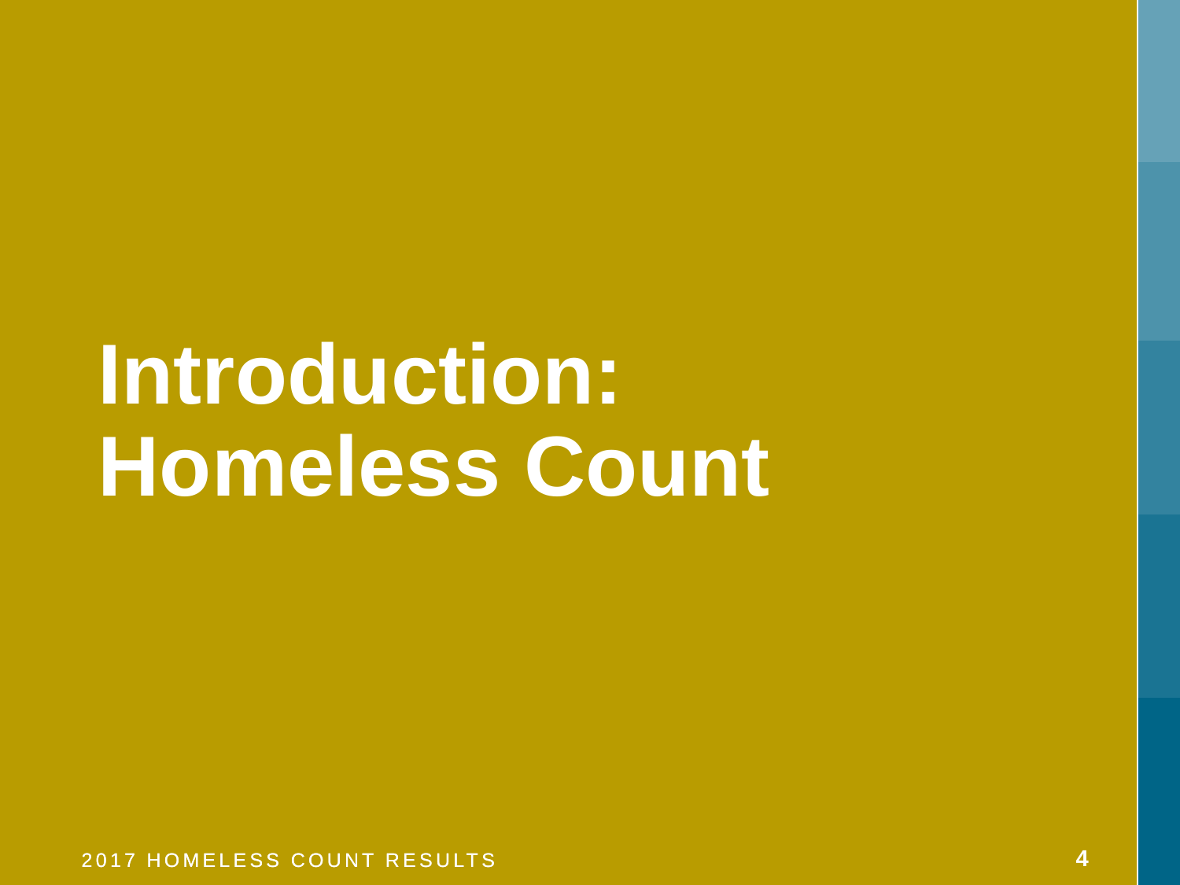# Introduction: Homeless Count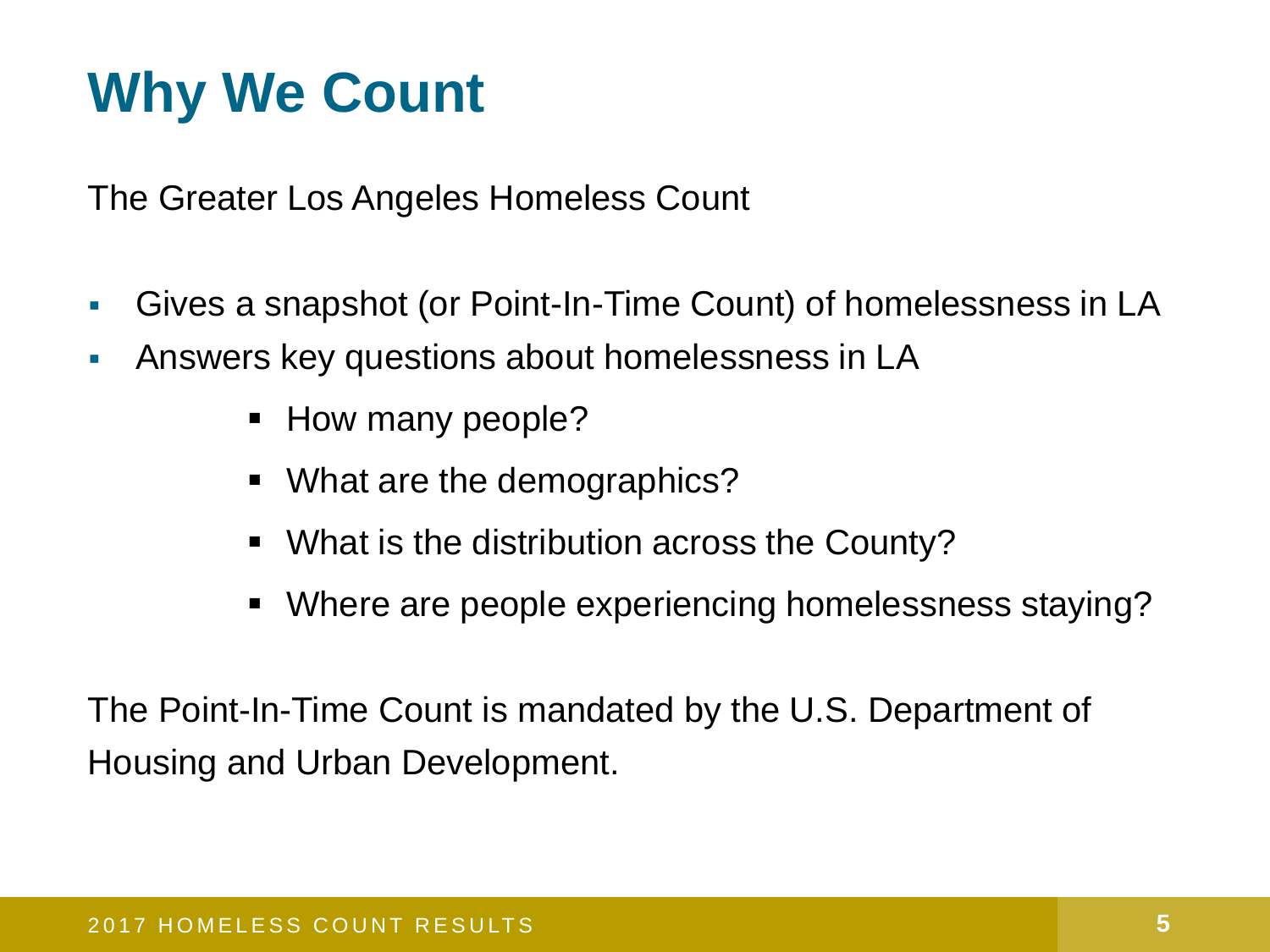# Why We Count

The Greater Los Angeles Homeless Count

- Gives a snapshot (or Point-In-Time Count) of homelessness in LA
- Answers key questions about homelessness in LA
  - How many people?
  - What are the demographics?
  - What is the distribution across the County?
  - Where are people experiencing homelessness staying?

The Point-In-Time Count is mandated by the U.S. Department of Housing and Urban Development.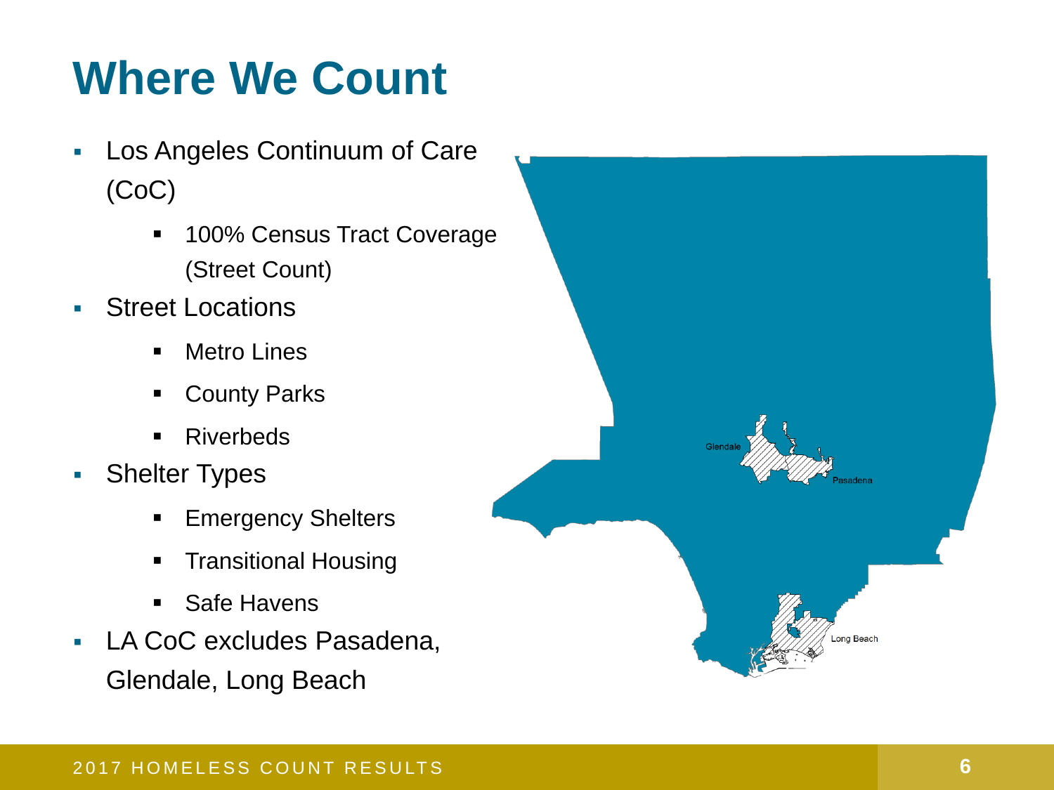# Where We Count

- Los Angeles Continuum of Care (CoC)
  - 100% Census Tract Coverage (Street Count)
- Street Locations
  - Metro Lines
  - County Parks
  - Riverbeds
- Shelter Types
  - Emergency Shelters
  - Transitional Housing
  - Safe Havens
- LA CoC excludes Pasadena, Glendale, Long Beach

Glendale

Pasadena

Long Beach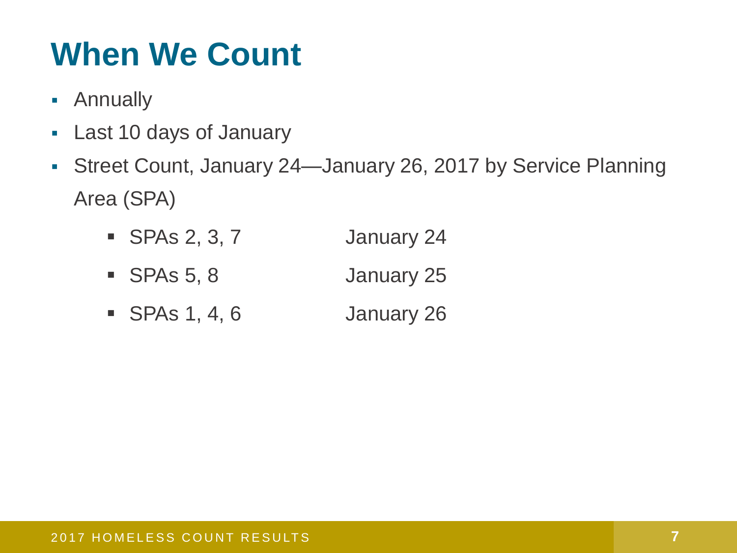# When We Count

- Annually
- Last 10 days of January
- Street Count, January 24—January 26, 2017 by Service Planning Area (SPA)
  - SPAs 2, 3, 7 January 24
  - SPAs 5, 8 January 25
  - SPAs 1, 4, 6 January 26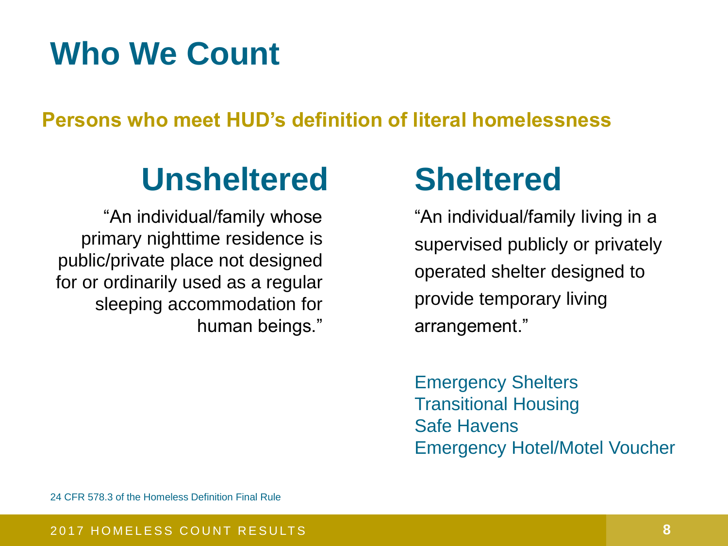# Who We Count

**Persons who meet HUD's definition of literal homelessness**

## Unsheltered

"An individual/family whose primary nighttime residence is public/private place not designed for or ordinarily used as a regular sleeping accommodation for human beings."

## Sheltered

"An individual/family living in a supervised publicly or privately operated shelter designed to provide temporary living arrangement."

- Emergency Shelters
- Transitional Housing
- Safe Havens
- Emergency Hotel/Motel Voucher

24 CFR 578.3 of the Homeless Definition Final Rule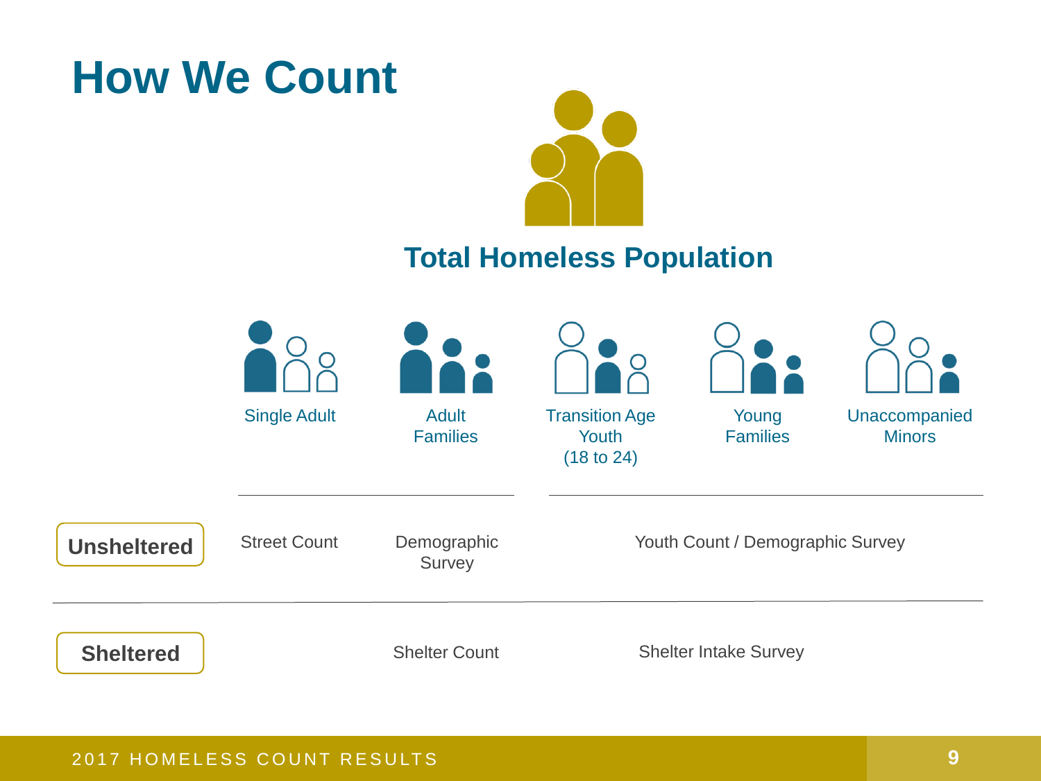# How We Count

## Total Homeless Population

| | Single Adult | Adult Families | Transition Age Youth (18 to 24) | Young Families | Unaccompanied Minors |
|---|---|---|---|---|---|
| **Unsheltered** | Street Count | Demographic Survey | Youth Count / Demographic Survey | | |
| **Sheltered** | | Shelter Count | Shelter Intake Survey | | |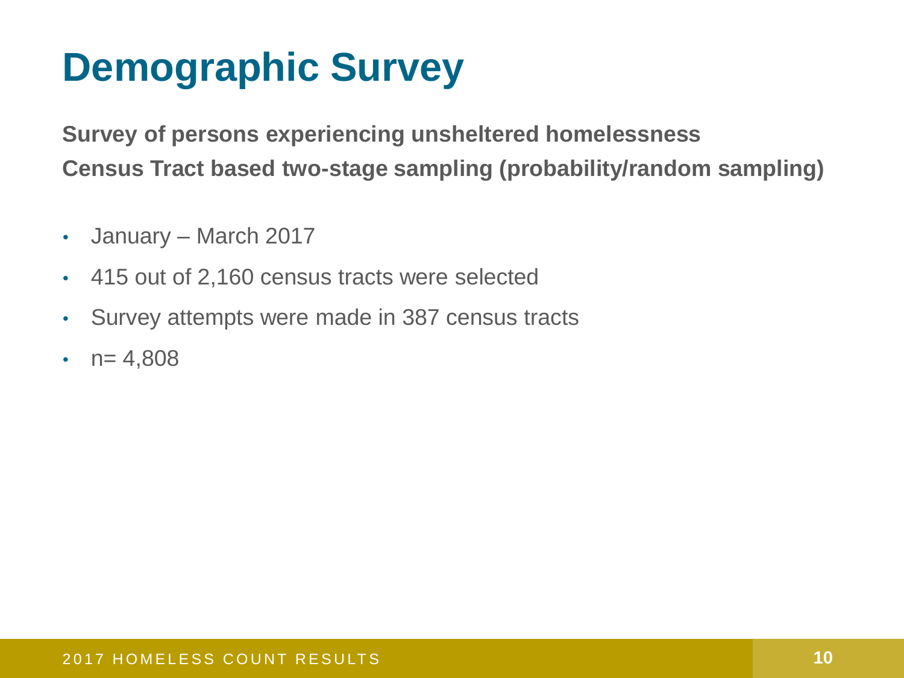# Demographic Survey

**Survey of persons experiencing unsheltered homelessness**

**Census Tract based two-stage sampling (probability/random sampling)**

- January – March 2017
- 415 out of 2,160 census tracts were selected
- Survey attempts were made in 387 census tracts
- n= 4,808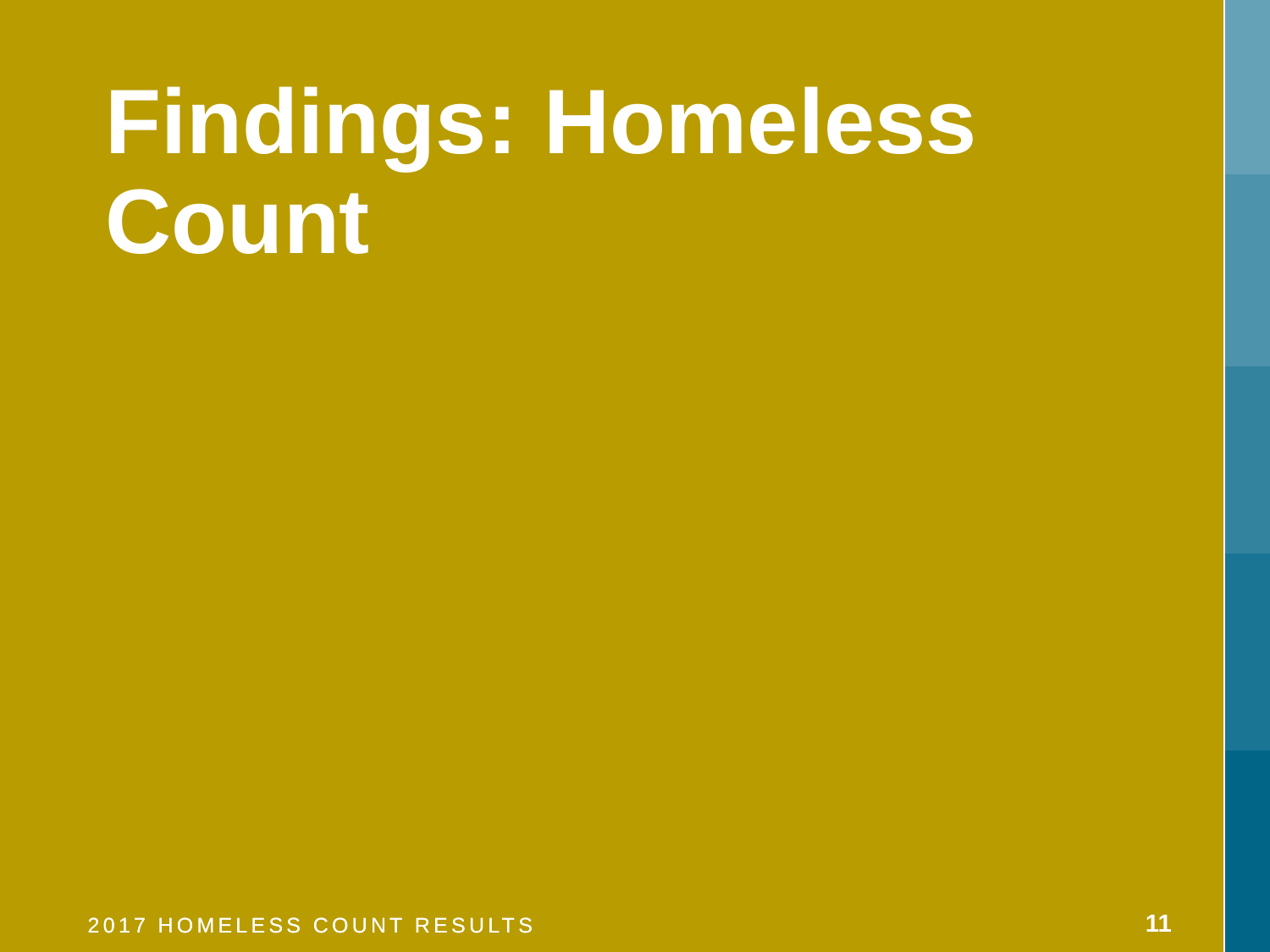# Findings: Homeless Count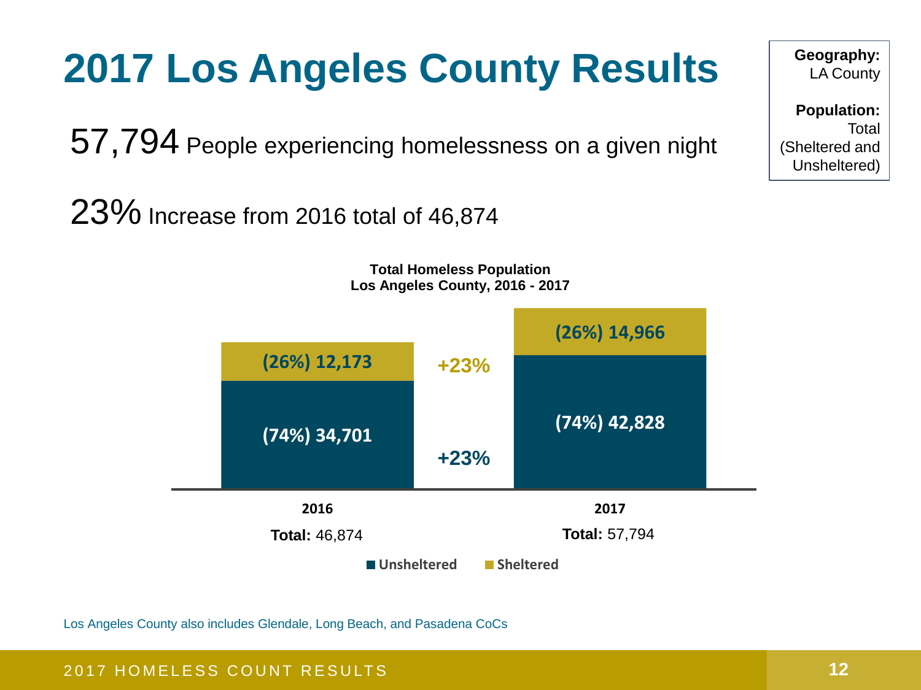# 2017 Los Angeles County Results

**Geography:** LA County

**Population:** Total (Sheltered and Unsheltered)

57,794 People experiencing homelessness on a given night

23% Increase from 2016 total of 46,874

**Total Homeless Population**
**Los Angeles County, 2016 - 2017**

| | 2016 | Change | 2017 |
|---|---|---|---|
| Sheltered | (26%) 12,173 | +23% | (26%) 14,966 |
| Unsheltered | (74%) 34,701 | +23% | (74%) 42,828 |
| **Total:** | 46,874 | | 57,794 |

Los Angeles County also includes Glendale, Long Beach, and Pasadena CoCs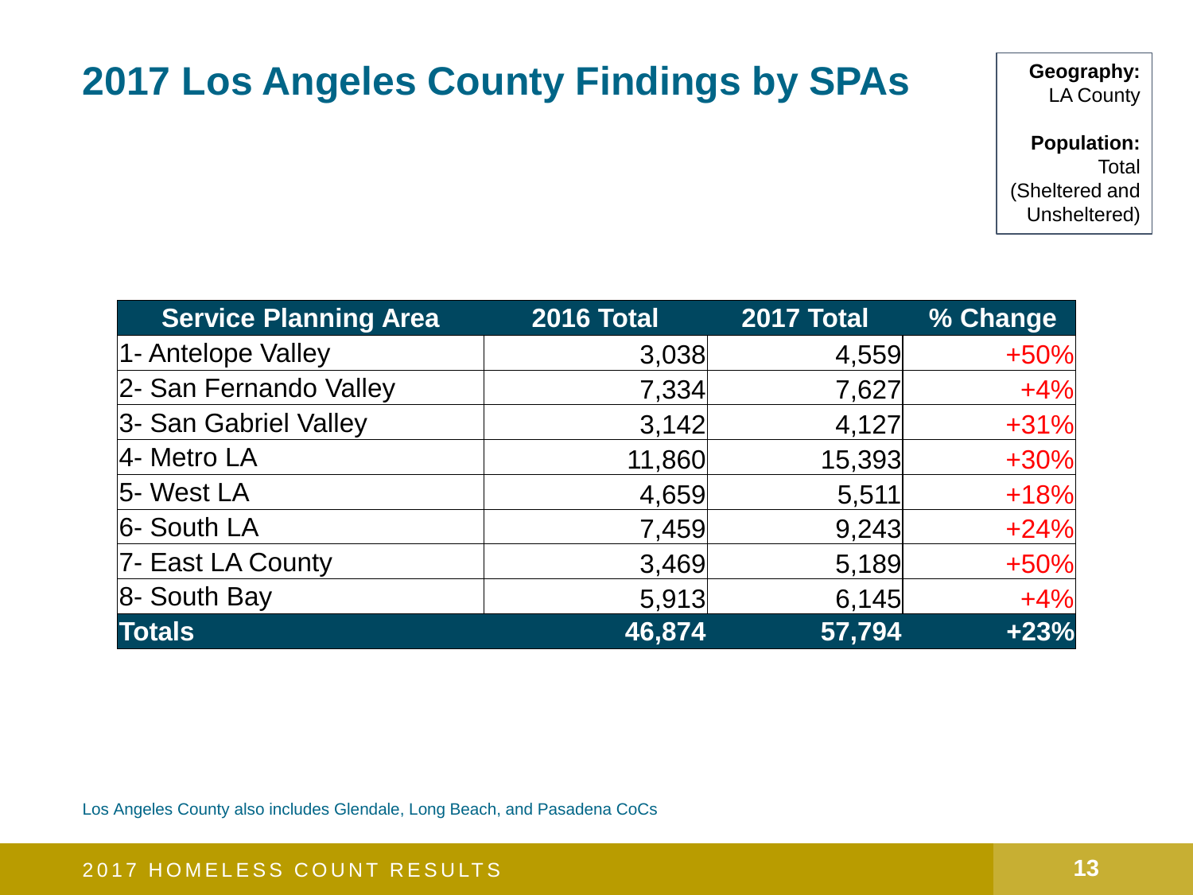# 2017 Los Angeles County Findings by SPAs

**Geography:** LA County

**Population:** Total (Sheltered and Unsheltered)

| Service Planning Area | 2016 Total | 2017 Total | % Change |
|---|---|---|---|
| 1- Antelope Valley | 3,038 | 4,559 | +50% |
| 2- San Fernando Valley | 7,334 | 7,627 | +4% |
| 3- San Gabriel Valley | 3,142 | 4,127 | +31% |
| 4- Metro LA | 11,860 | 15,393 | +30% |
| 5- West LA | 4,659 | 5,511 | +18% |
| 6- South LA | 7,459 | 9,243 | +24% |
| 7- East LA County | 3,469 | 5,189 | +50% |
| 8- South Bay | 5,913 | 6,145 | +4% |
| **Totals** | **46,874** | **57,794** | **+23%** |

Los Angeles County also includes Glendale, Long Beach, and Pasadena CoCs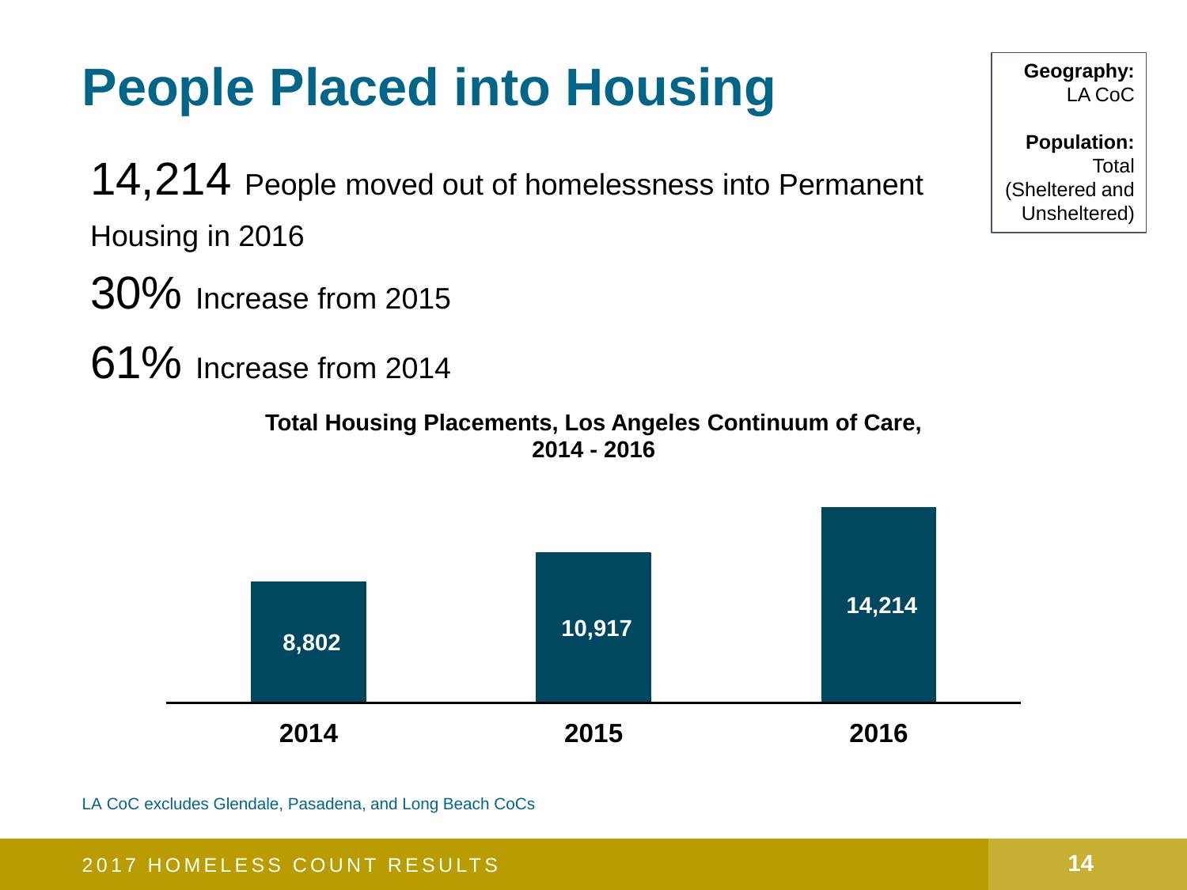# People Placed into Housing

**Geography:** LA CoC

**Population:** Total (Sheltered and Unsheltered)

14,214 People moved out of homelessness into Permanent Housing in 2016

30% Increase from 2015

61% Increase from 2014

**Total Housing Placements, Los Angeles Continuum of Care, 2014 - 2016**

| Year | Placements |
| --- | --- |
| 2014 | 8,802 |
| 2015 | 10,917 |
| 2016 | 14,214 |

LA CoC excludes Glendale, Pasadena, and Long Beach CoCs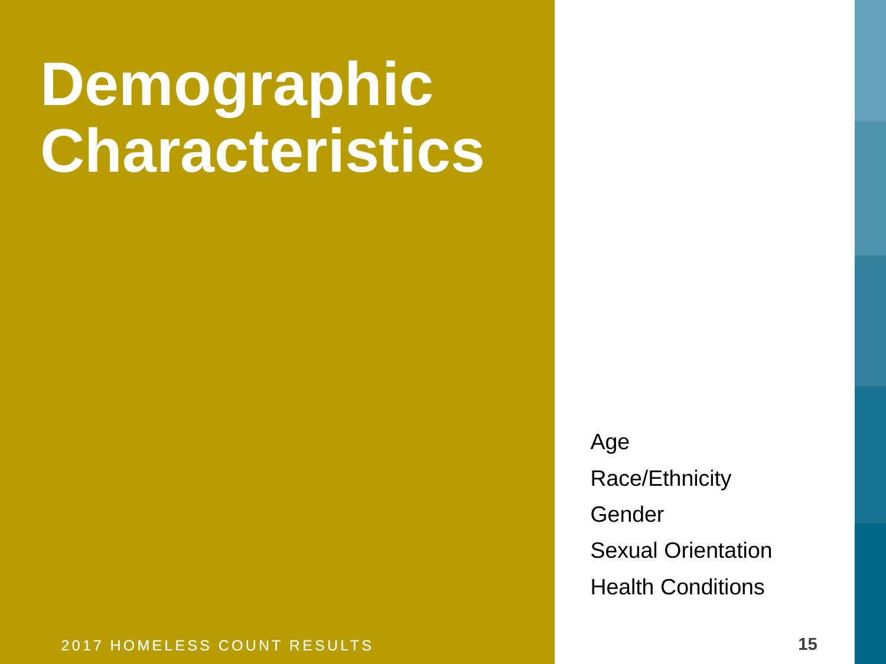# Demographic Characteristics

- Age
- Race/Ethnicity
- Gender
- Sexual Orientation
- Health Conditions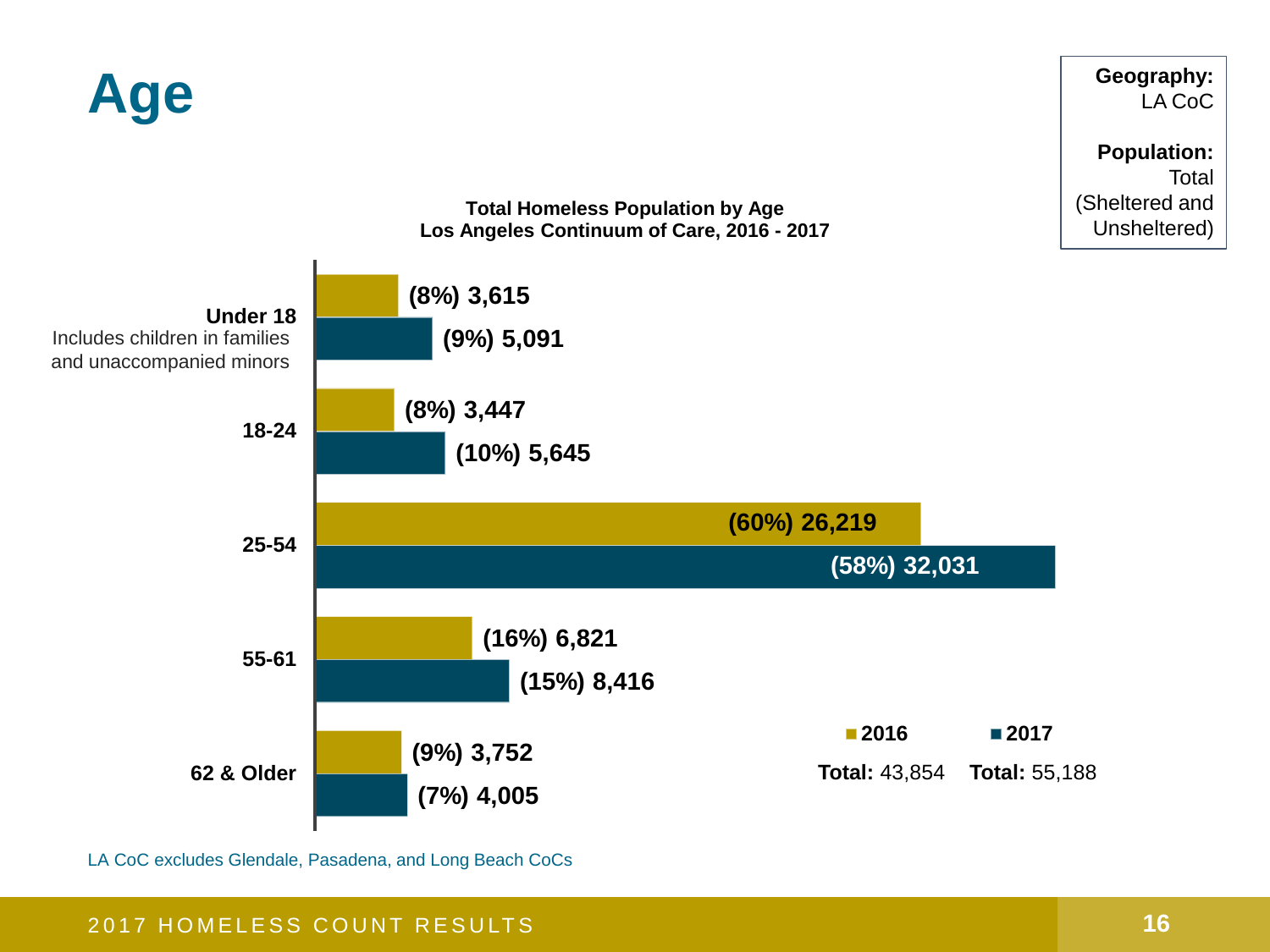# Age

**Geography:** LA CoC

**Population:** Total (Sheltered and Unsheltered)

**Total Homeless Population by Age**
**Los Angeles Continuum of Care, 2016 - 2017**

| Age | 2016 | 2017 |
| --- | --- | --- |
| **Under 18** Includes children in families and unaccompanied minors | (8%) 3,615 | (9%) 5,091 |
| **18-24** | (8%) 3,447 | (10%) 5,645 |
| **25-54** | (60%) 26,219 | (58%) 32,031 |
| **55-61** | (16%) 6,821 | (15%) 8,416 |
| **62 & Older** | (9%) 3,752 | (7%) 4,005 |
| **Total** | 43,854 | 55,188 |

LA CoC excludes Glendale, Pasadena, and Long Beach CoCs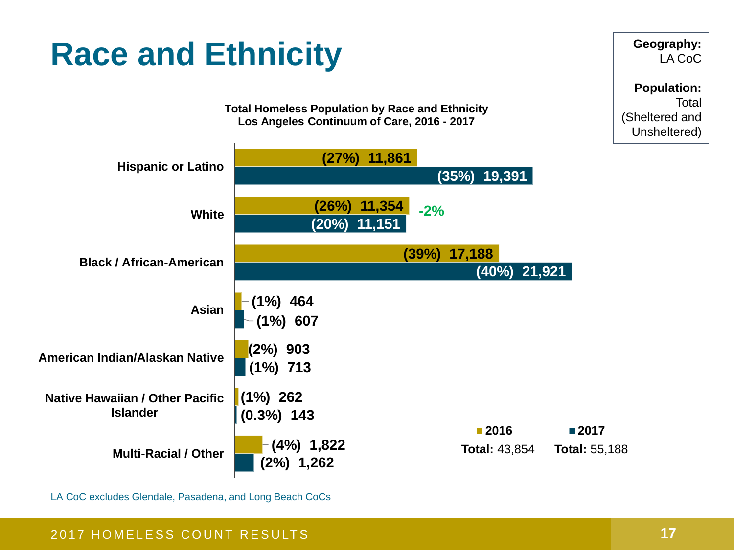# Race and Ethnicity

**Geography:** LA CoC

**Population:** Total (Sheltered and Unsheltered)

**Total Homeless Population by Race and Ethnicity**
**Los Angeles Continuum of Care, 2016 - 2017**

| Race and Ethnicity | 2016 | 2017 |
| --- | --- | --- |
| Hispanic or Latino | (27%) 11,861 | (35%) 19,391 |
| White | (26%) 11,354 | (20%) 11,151 |
| Black / African-American | (39%) 17,188 | (40%) 21,921 |
| Asian | (1%) 464 | (1%) 607 |
| American Indian/Alaskan Native | (2%) 903 | (1%) 713 |
| Native Hawaiian / Other Pacific Islander | (1%) 262 | (0.3%) 143 |
| Multi-Racial / Other | (4%) 1,822 | (2%) 1,262 |
| **Total** | 43,854 | 55,188 |

White: -2%

LA CoC excludes Glendale, Pasadena, and Long Beach CoCs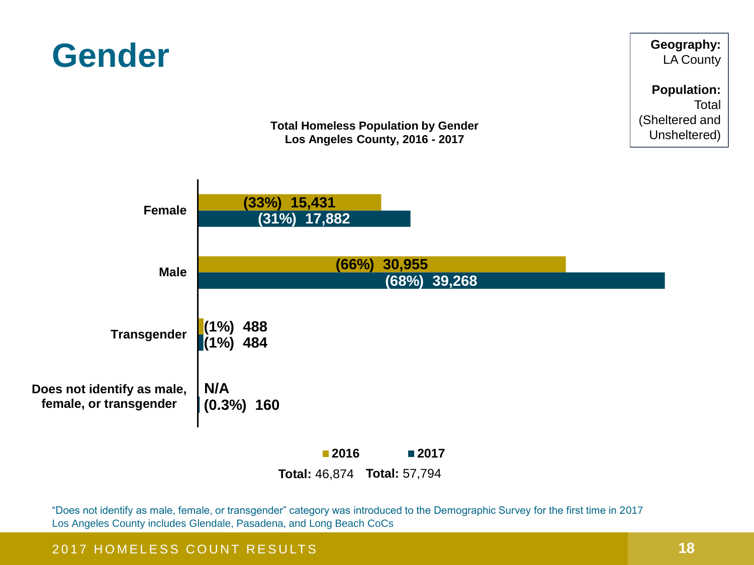# Gender

**Geography:** LA County

**Population:** Total (Sheltered and Unsheltered)

**Total Homeless Population by Gender**
**Los Angeles County, 2016 - 2017**

| Gender | 2016 | 2017 |
|---|---|---|
| Female | (33%) 15,431 | (31%) 17,882 |
| Male | (66%) 30,955 | (68%) 39,268 |
| Transgender | (1%) 488 | (1%) 484 |
| Does not identify as male, female, or transgender | N/A | (0.3%) 160 |
| **Total:** | 46,874 | 57,794 |

"Does not identify as male, female, or transgender" category was introduced to the Demographic Survey for the first time in 2017

Los Angeles County includes Glendale, Pasadena, and Long Beach CoCs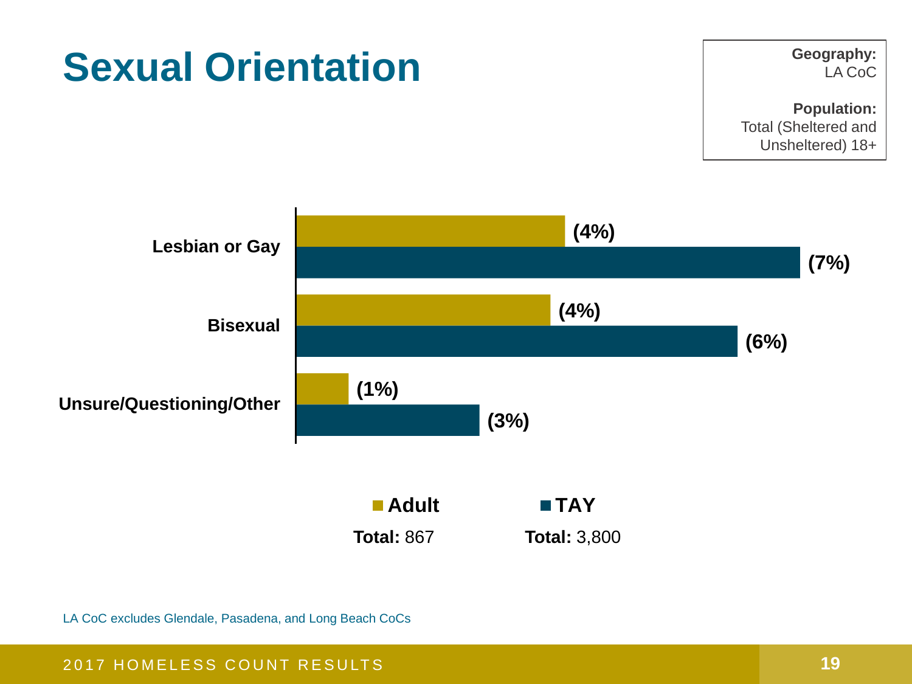# Sexual Orientation

**Geography:** LA CoC

**Population:** Total (Sheltered and Unsheltered) 18+

| | Adult | TAY |
| --- | --- | --- |
| Lesbian or Gay | (4%) | (7%) |
| Bisexual | (4%) | (6%) |
| Unsure/Questioning/Other | (1%) | (3%) |

**Adult** — **Total:** 867

**TAY** — **Total:** 3,800

LA CoC excludes Glendale, Pasadena, and Long Beach CoCs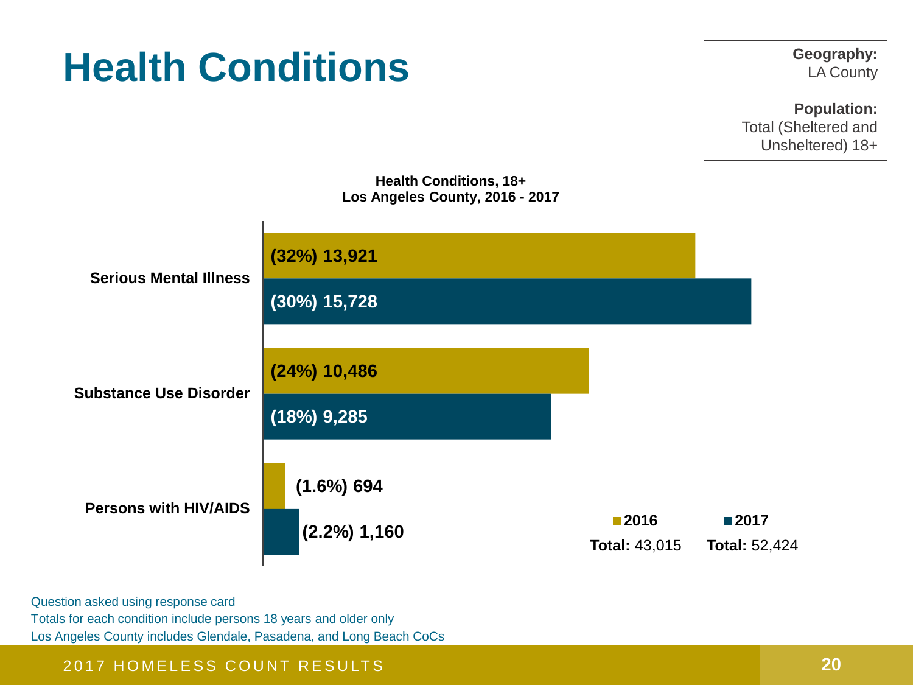# Health Conditions

**Geography:** LA County

**Population:** Total (Sheltered and Unsheltered) 18+

**Health Conditions, 18+**
**Los Angeles County, 2016 - 2017**

| Condition | 2016 | 2017 |
|---|---|---|
| Serious Mental Illness | (32%) 13,921 | (30%) 15,728 |
| Substance Use Disorder | (24%) 10,486 | (18%) 9,285 |
| Persons with HIV/AIDS | (1.6%) 694 | (2.2%) 1,160 |

**2016** **Total:** 43,015

**2017** **Total:** 52,424

Question asked using response card

Totals for each condition include persons 18 years and older only

Los Angeles County includes Glendale, Pasadena, and Long Beach CoCs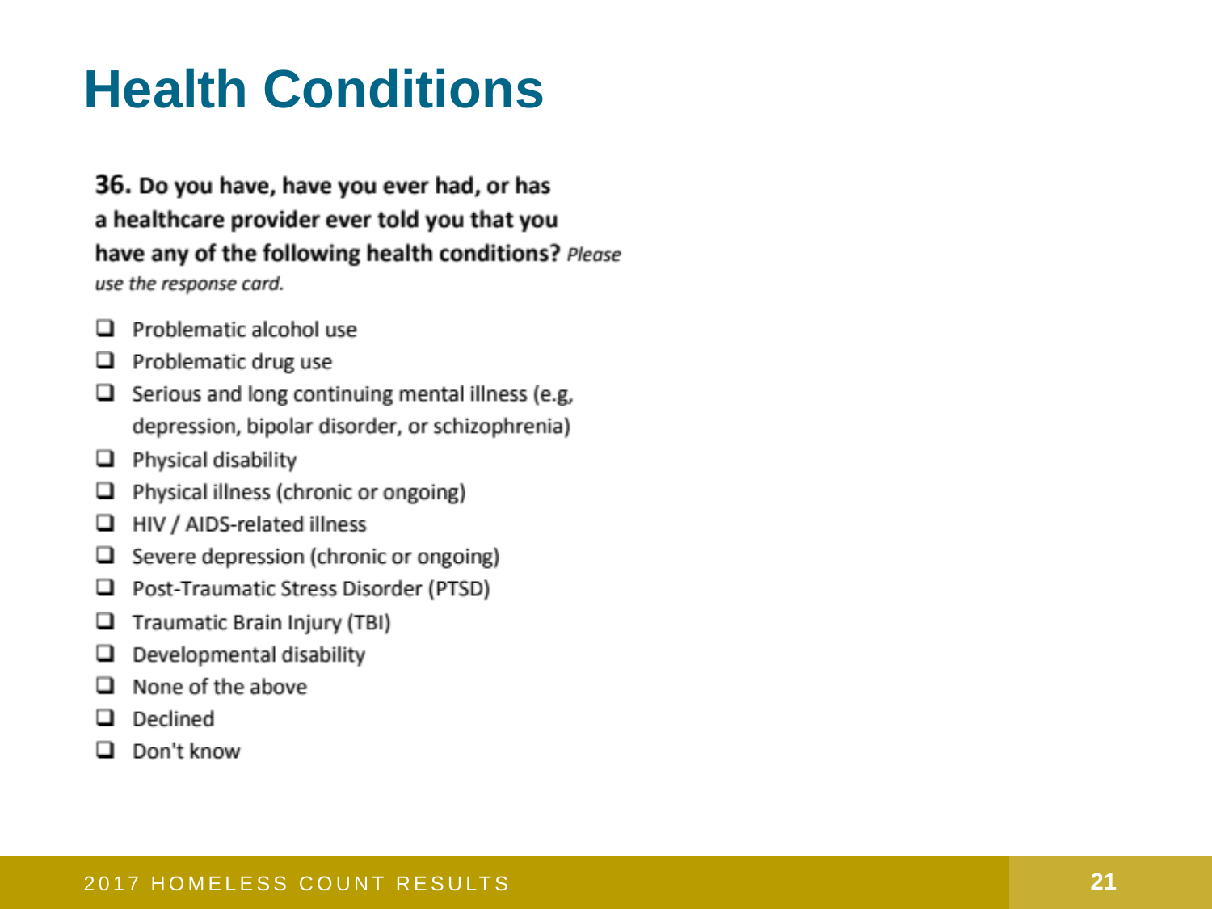# Health Conditions

**36. Do you have, have you ever had, or has a healthcare provider ever told you that you have any of the following health conditions?** *Please use the response card.*

- ☐ Problematic alcohol use
- ☐ Problematic drug use
- ☐ Serious and long continuing mental illness (e.g, depression, bipolar disorder, or schizophrenia)
- ☐ Physical disability
- ☐ Physical illness (chronic or ongoing)
- ☐ HIV / AIDS-related illness
- ☐ Severe depression (chronic or ongoing)
- ☐ Post-Traumatic Stress Disorder (PTSD)
- ☐ Traumatic Brain Injury (TBI)
- ☐ Developmental disability
- ☐ None of the above
- ☐ Declined
- ☐ Don't know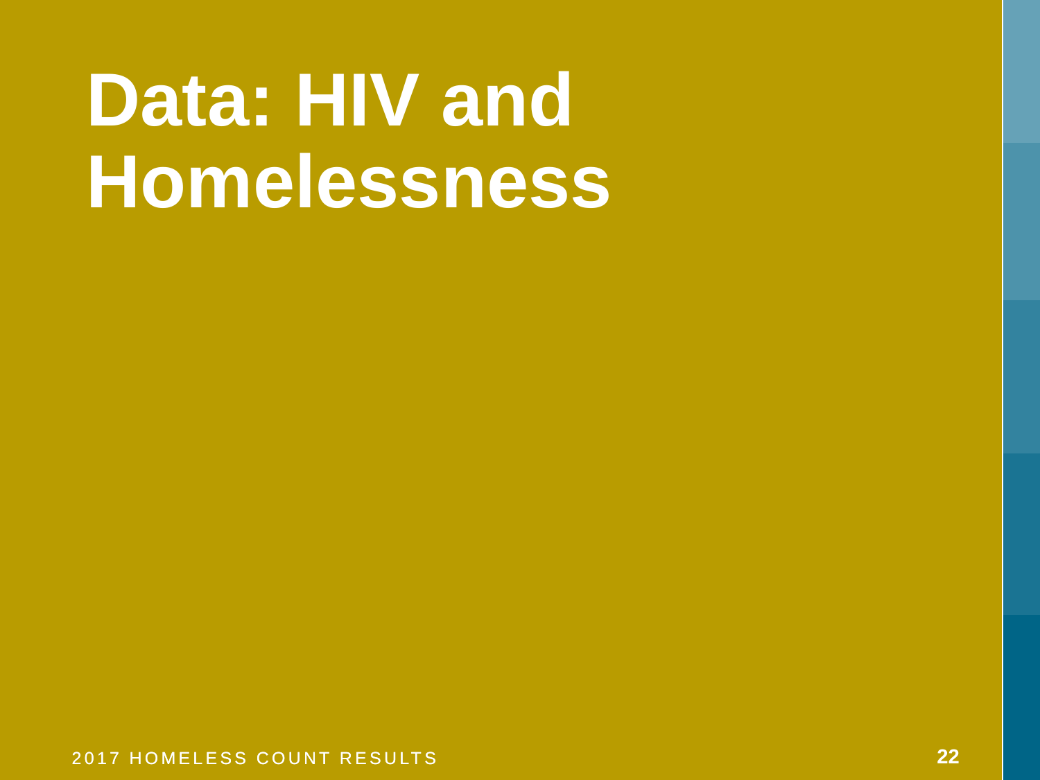# Data: HIV and Homelessness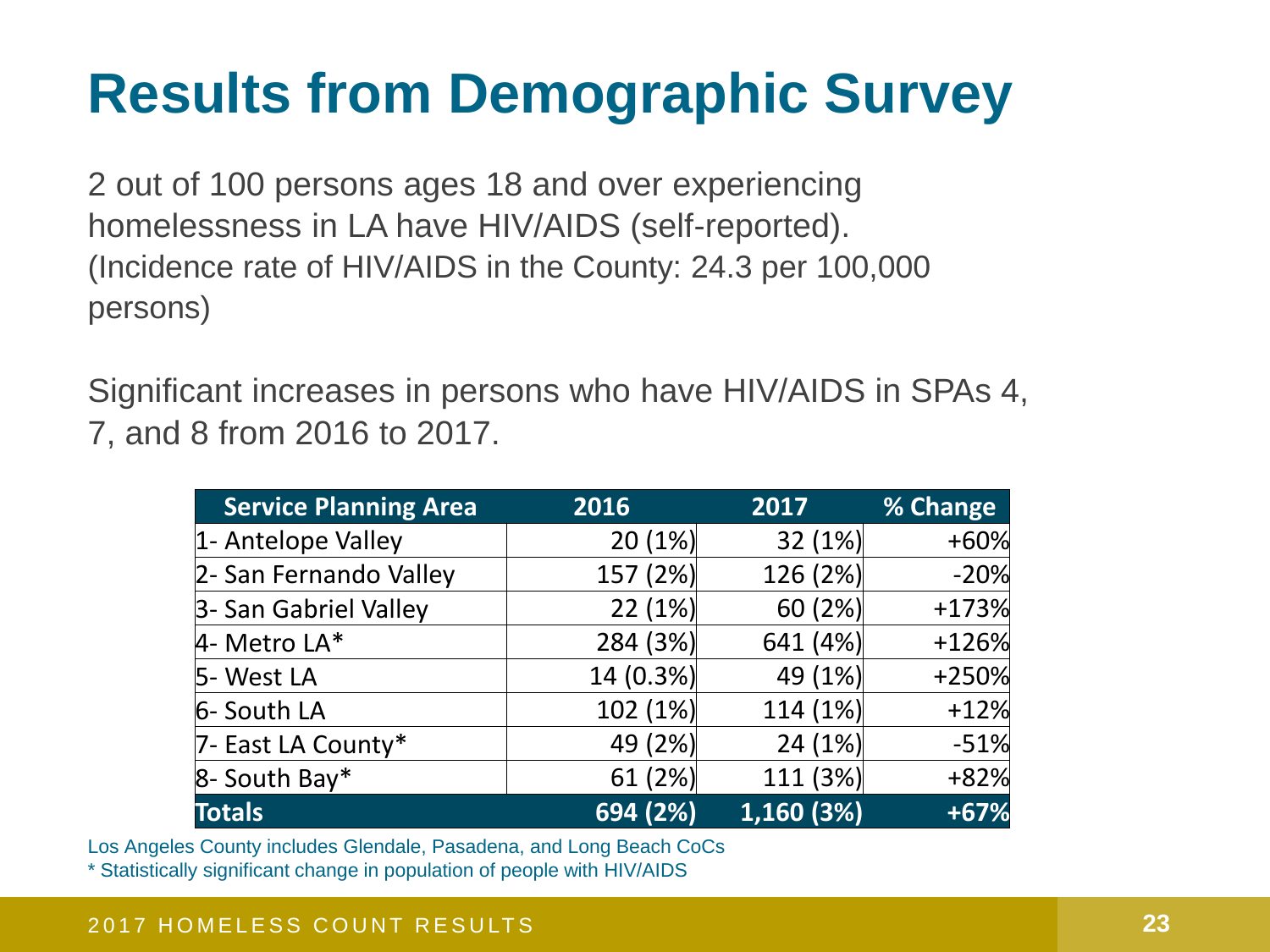# Results from Demographic Survey

2 out of 100 persons ages 18 and over experiencing homelessness in LA have HIV/AIDS (self-reported). (Incidence rate of HIV/AIDS in the County: 24.3 per 100,000 persons)

Significant increases in persons who have HIV/AIDS in SPAs 4, 7, and 8 from 2016 to 2017.

| Service Planning Area | 2016 | 2017 | % Change |
|---|---|---|---|
| 1- Antelope Valley | 20 (1%) | 32 (1%) | +60% |
| 2- San Fernando Valley | 157 (2%) | 126 (2%) | -20% |
| 3- San Gabriel Valley | 22 (1%) | 60 (2%) | +173% |
| 4- Metro LA* | 284 (3%) | 641 (4%) | +126% |
| 5- West LA | 14 (0.3%) | 49 (1%) | +250% |
| 6- South LA | 102 (1%) | 114 (1%) | +12% |
| 7- East LA County* | 49 (2%) | 24 (1%) | -51% |
| 8- South Bay* | 61 (2%) | 111 (3%) | +82% |
| **Totals** | **694 (2%)** | **1,160 (3%)** | **+67%** |

Los Angeles County includes Glendale, Pasadena, and Long Beach CoCs

* Statistically significant change in population of people with HIV/AIDS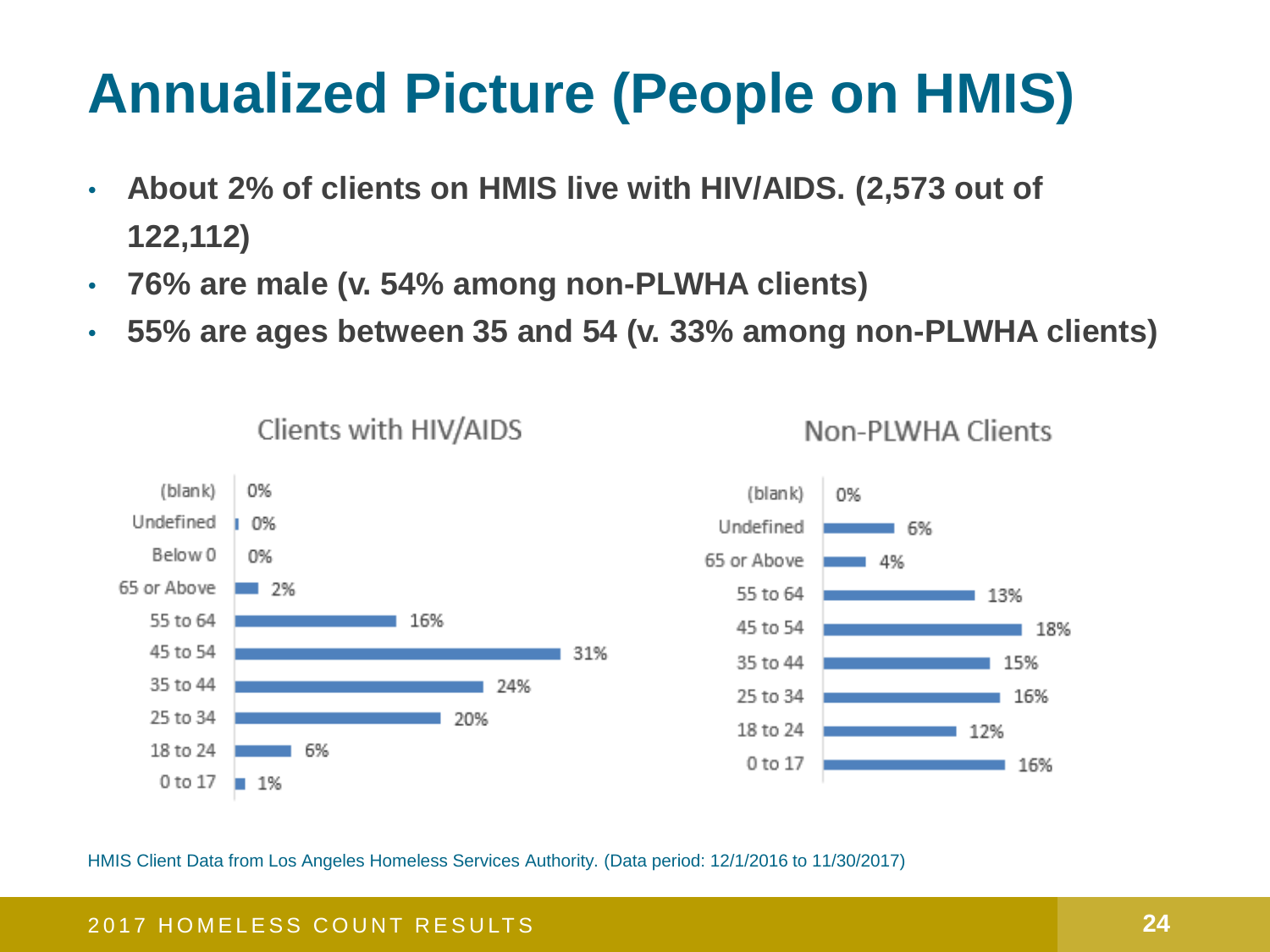# Annualized Picture (People on HMIS)

- **About 2% of clients on HMIS live with HIV/AIDS. (2,573 out of 122,112)**
- **76% are male (v. 54% among non-PLWHA clients)**
- **55% are ages between 35 and 54 (v. 33% among non-PLWHA clients)**

Clients with HIV/AIDS

| Age | % |
|---|---|
| (blank) | 0% |
| Undefined | 0% |
| Below 0 | 0% |
| 65 or Above | 2% |
| 55 to 64 | 16% |
| 45 to 54 | 31% |
| 35 to 44 | 24% |
| 25 to 34 | 20% |
| 18 to 24 | 6% |
| 0 to 17 | 1% |

Non-PLWHA Clients

| Age | % |
|---|---|
| (blank) | 0% |
| Undefined | 6% |
| 65 or Above | 4% |
| 55 to 64 | 13% |
| 45 to 54 | 18% |
| 35 to 44 | 15% |
| 25 to 34 | 16% |
| 18 to 24 | 12% |
| 0 to 17 | 16% |

HMIS Client Data from Los Angeles Homeless Services Authority. (Data period: 12/1/2016 to 11/30/2017)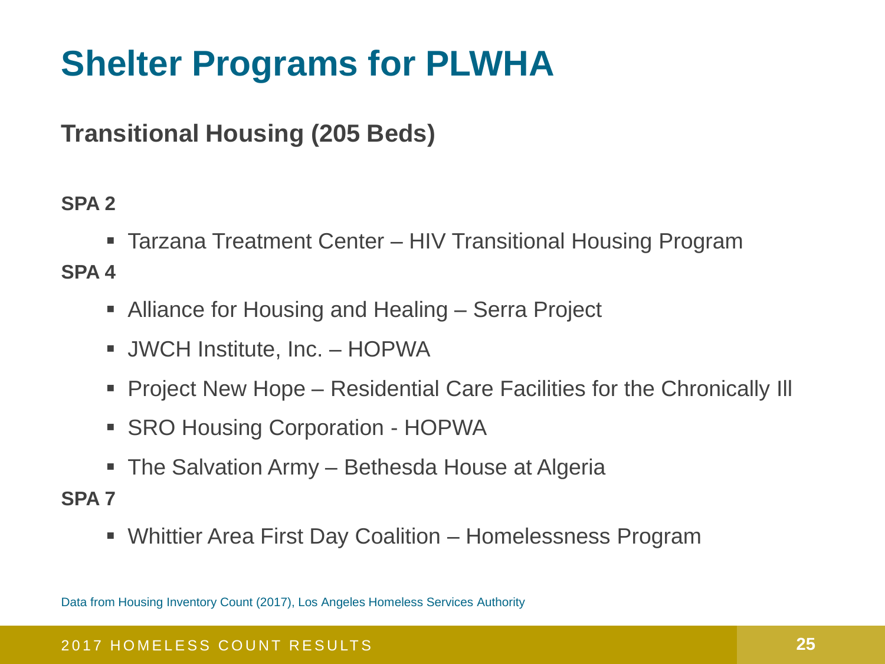# Shelter Programs for PLWHA

## Transitional Housing (205 Beds)

**SPA 2**

- Tarzana Treatment Center – HIV Transitional Housing Program

**SPA 4**

- Alliance for Housing and Healing – Serra Project
- JWCH Institute, Inc. – HOPWA
- Project New Hope – Residential Care Facilities for the Chronically Ill
- SRO Housing Corporation - HOPWA
- The Salvation Army – Bethesda House at Algeria

**SPA 7**

- Whittier Area First Day Coalition – Homelessness Program

Data from Housing Inventory Count (2017), Los Angeles Homeless Services Authority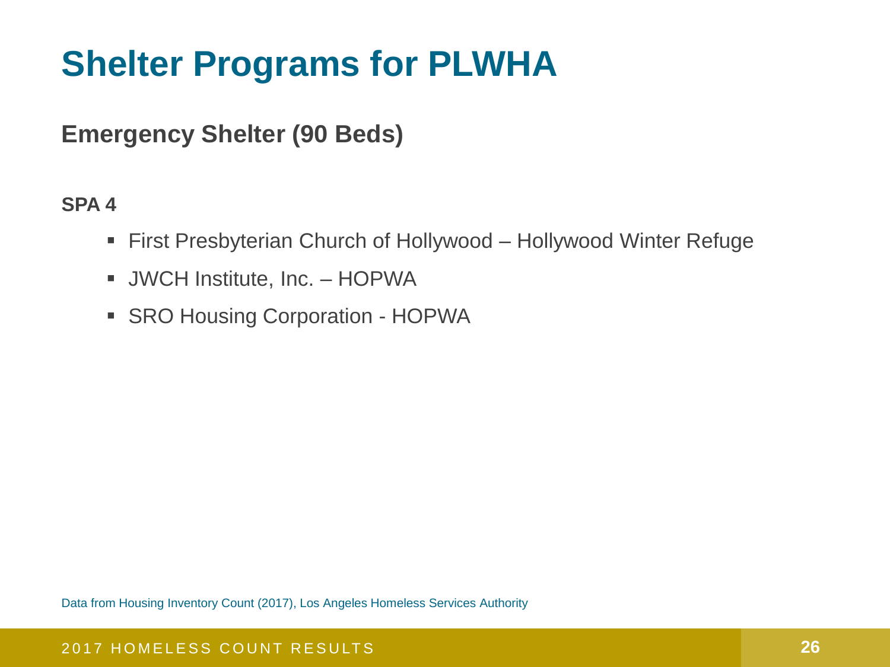# Shelter Programs for PLWHA

## Emergency Shelter (90 Beds)

**SPA 4**

- First Presbyterian Church of Hollywood – Hollywood Winter Refuge
- JWCH Institute, Inc. – HOPWA
- SRO Housing Corporation - HOPWA

Data from Housing Inventory Count (2017), Los Angeles Homeless Services Authority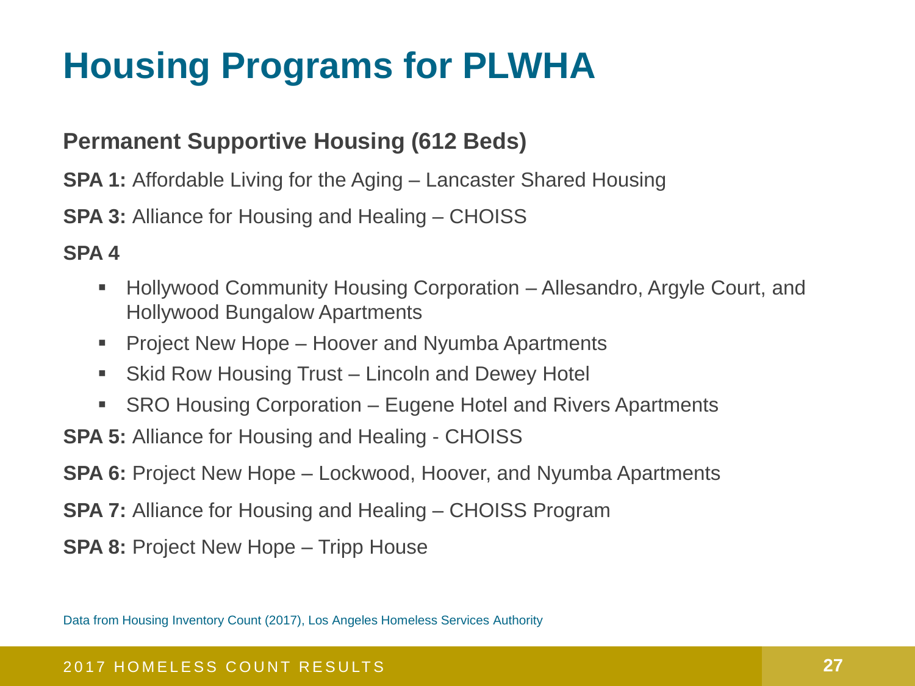# Housing Programs for PLWHA

**Permanent Supportive Housing (612 Beds)**

**SPA 1:** Affordable Living for the Aging – Lancaster Shared Housing

**SPA 3:** Alliance for Housing and Healing – CHOISS

**SPA 4**

- Hollywood Community Housing Corporation – Allesandro, Argyle Court, and Hollywood Bungalow Apartments
- Project New Hope – Hoover and Nyumba Apartments
- Skid Row Housing Trust – Lincoln and Dewey Hotel
- SRO Housing Corporation – Eugene Hotel and Rivers Apartments

**SPA 5:** Alliance for Housing and Healing - CHOISS

**SPA 6:** Project New Hope – Lockwood, Hoover, and Nyumba Apartments

**SPA 7:** Alliance for Housing and Healing – CHOISS Program

**SPA 8:** Project New Hope – Tripp House

Data from Housing Inventory Count (2017), Los Angeles Homeless Services Authority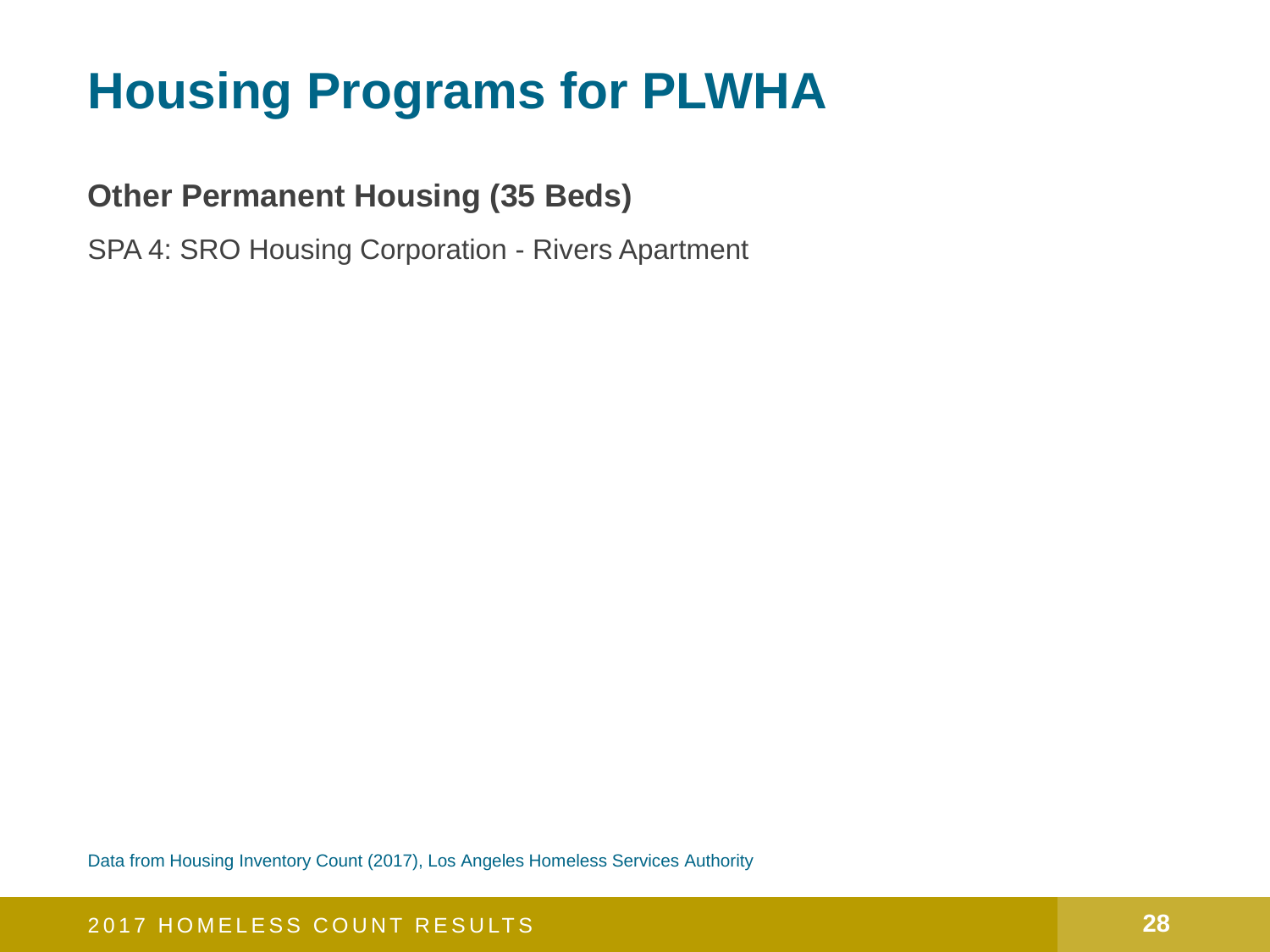# Housing Programs for PLWHA

**Other Permanent Housing (35 Beds)**

SPA 4: SRO Housing Corporation - Rivers Apartment

Data from Housing Inventory Count (2017), Los Angeles Homeless Services Authority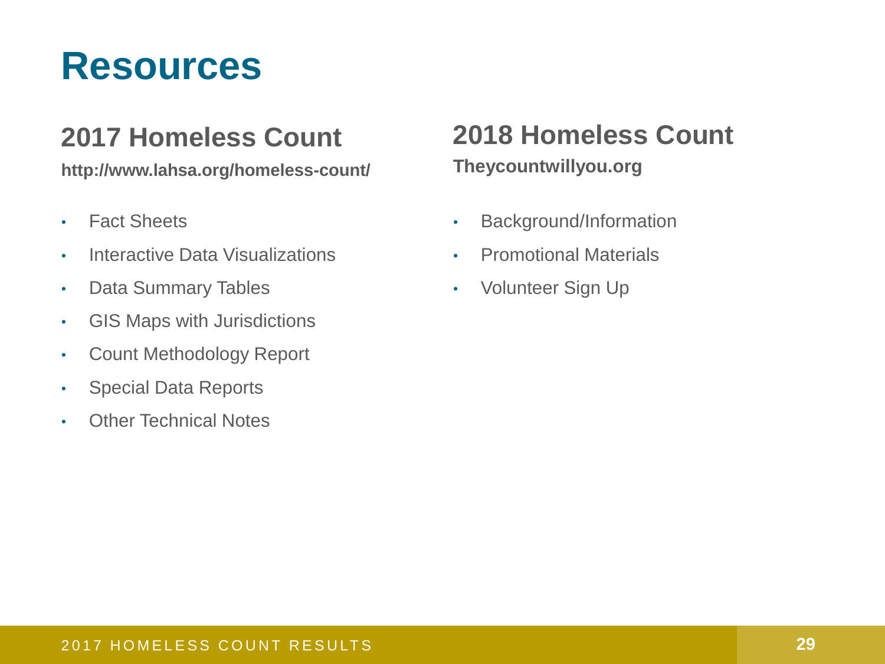# Resources

## 2017 Homeless Count

**http://www.lahsa.org/homeless-count/**

- Fact Sheets
- Interactive Data Visualizations
- Data Summary Tables
- GIS Maps with Jurisdictions
- Count Methodology Report
- Special Data Reports
- Other Technical Notes

## 2018 Homeless Count

**Theycountwillyou.org**

- Background/Information
- Promotional Materials
- Volunteer Sign Up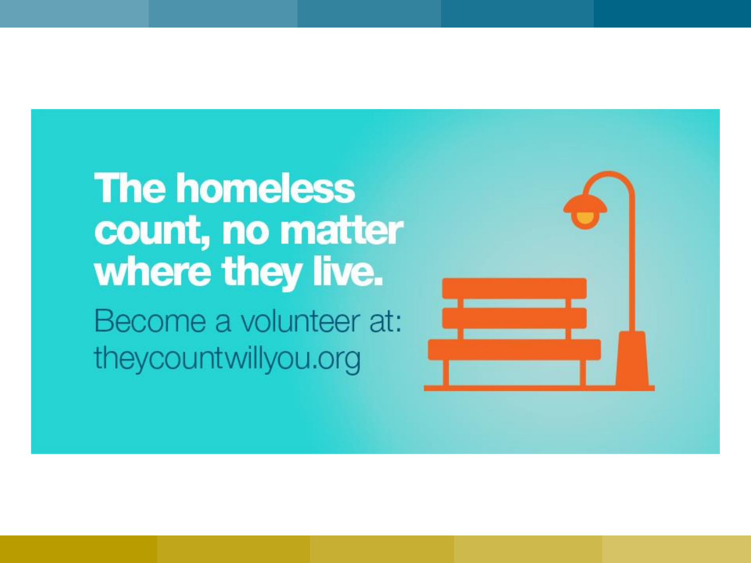**The homeless count, no matter where they live.**

Become a volunteer at: theycountwillyou.org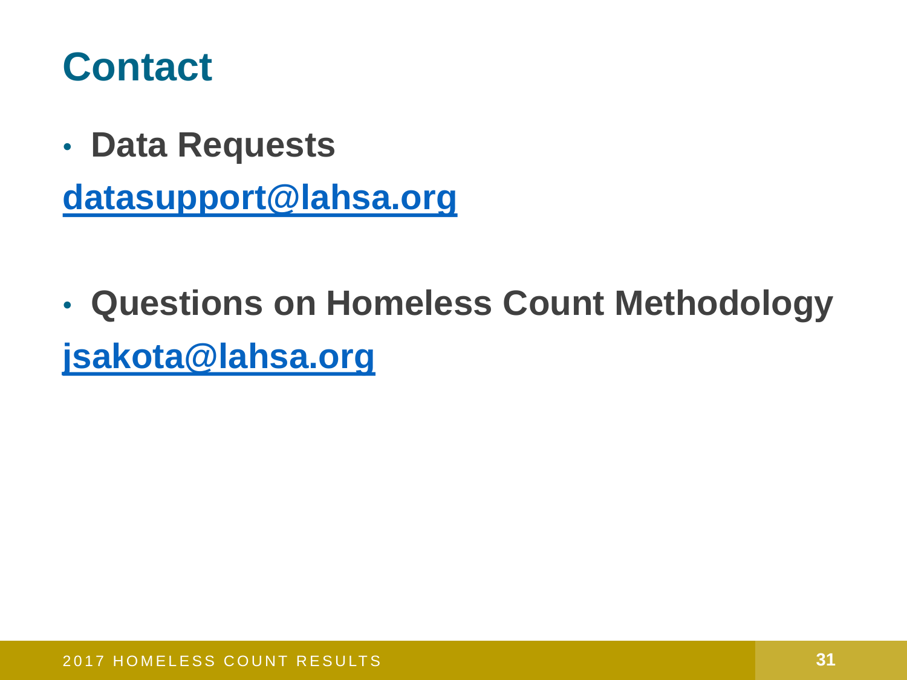# Contact

- **Data Requests**

**[datasupport@lahsa.org](mailto:datasupport@lahsa.org)**

- **Questions on Homeless Count Methodology**

**[jsakota@lahsa.org](mailto:jsakota@lahsa.org)**